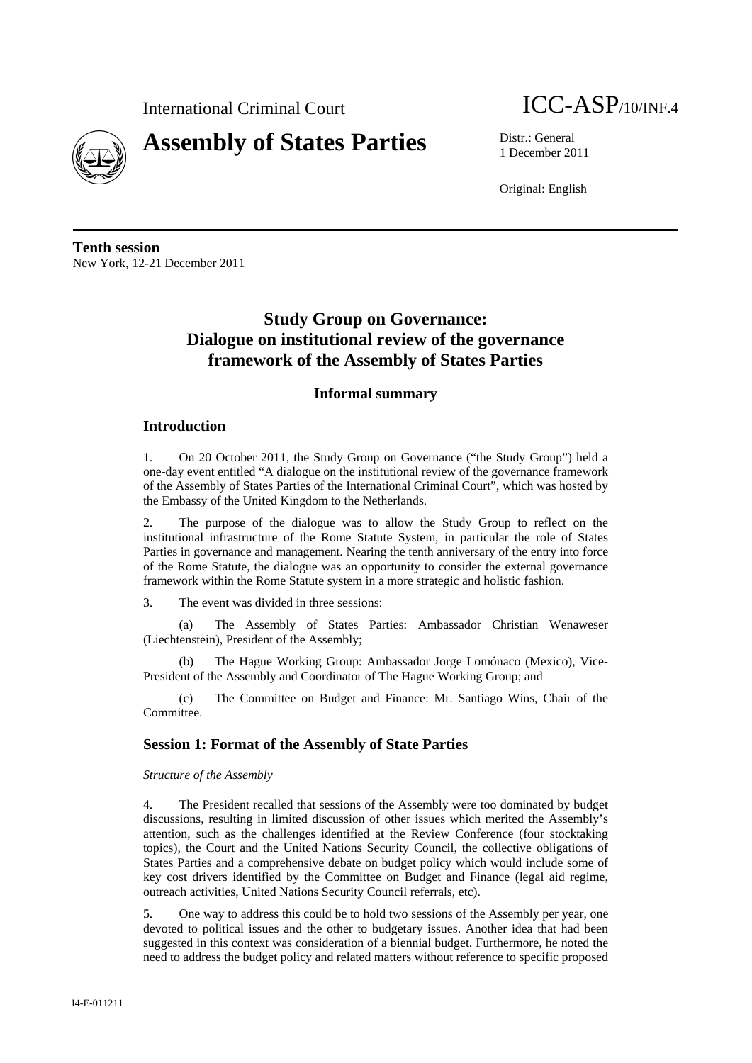International Criminal Court

# Assembly of States Parties

ICC-ASP/10/INF.4

Distr.: General
1 December 2011

Original: English

**Tenth session**
New York, 12-21 December 2011

## Study Group on Governance: Dialogue on institutional review of the governance framework of the Assembly of States Parties

### Informal summary

### Introduction

1. On 20 October 2011, the Study Group on Governance ("the Study Group") held a one-day event entitled "A dialogue on the institutional review of the governance framework of the Assembly of States Parties of the International Criminal Court", which was hosted by the Embassy of the United Kingdom to the Netherlands.

2. The purpose of the dialogue was to allow the Study Group to reflect on the institutional infrastructure of the Rome Statute System, in particular the role of States Parties in governance and management. Nearing the tenth anniversary of the entry into force of the Rome Statute, the dialogue was an opportunity to consider the external governance framework within the Rome Statute system in a more strategic and holistic fashion.

3. The event was divided in three sessions:

(a) The Assembly of States Parties: Ambassador Christian Wenaweser (Liechtenstein), President of the Assembly;

(b) The Hague Working Group: Ambassador Jorge Lomónaco (Mexico), Vice-President of the Assembly and Coordinator of The Hague Working Group; and

(c) The Committee on Budget and Finance: Mr. Santiago Wins, Chair of the Committee.

### Session 1: Format of the Assembly of State Parties

*Structure of the Assembly*

4. The President recalled that sessions of the Assembly were too dominated by budget discussions, resulting in limited discussion of other issues which merited the Assembly's attention, such as the challenges identified at the Review Conference (four stocktaking topics), the Court and the United Nations Security Council, the collective obligations of States Parties and a comprehensive debate on budget policy which would include some of key cost drivers identified by the Committee on Budget and Finance (legal aid regime, outreach activities, United Nations Security Council referrals, etc).

5. One way to address this could be to hold two sessions of the Assembly per year, one devoted to political issues and the other to budgetary issues. Another idea that had been suggested in this context was consideration of a biennial budget. Furthermore, he noted the need to address the budget policy and related matters without reference to specific proposed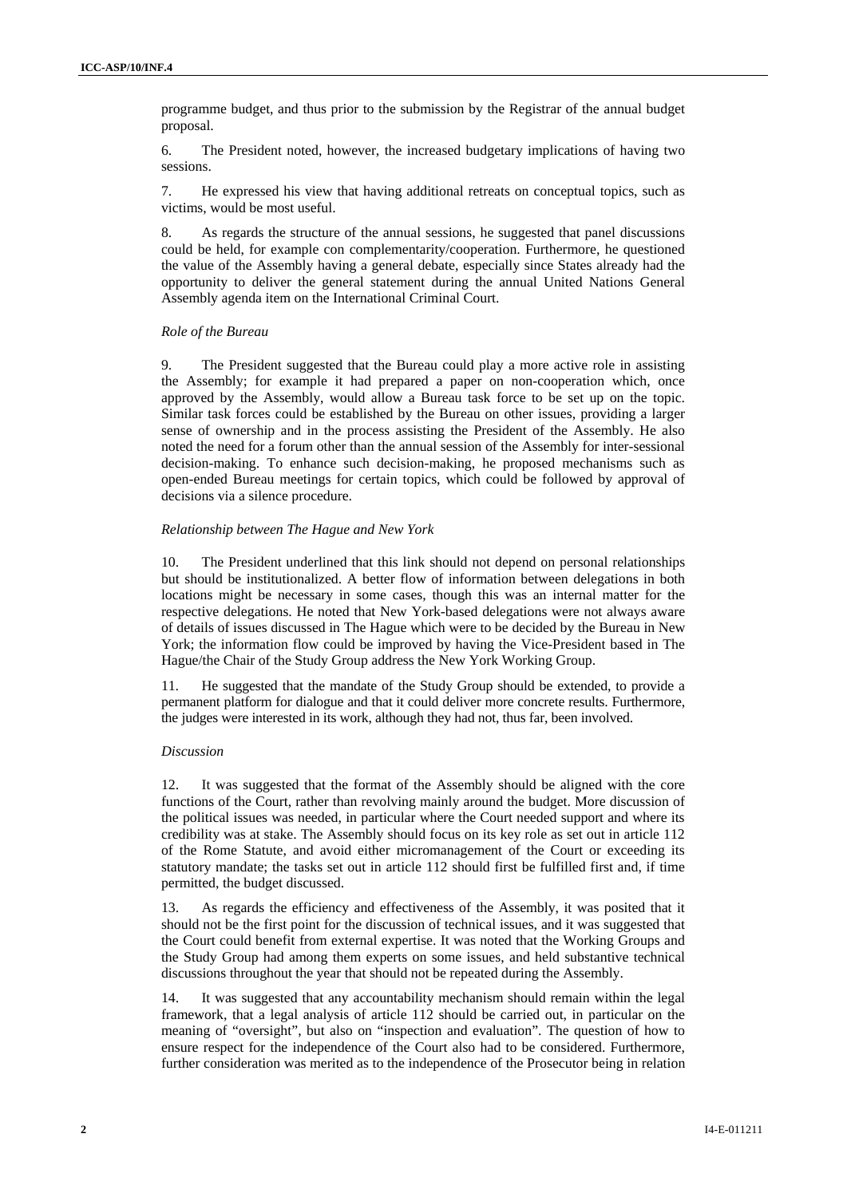programme budget, and thus prior to the submission by the Registrar of the annual budget proposal.

6. The President noted, however, the increased budgetary implications of having two sessions.

7. He expressed his view that having additional retreats on conceptual topics, such as victims, would be most useful.

8. As regards the structure of the annual sessions, he suggested that panel discussions could be held, for example con complementarity/cooperation. Furthermore, he questioned the value of the Assembly having a general debate, especially since States already had the opportunity to deliver the general statement during the annual United Nations General Assembly agenda item on the International Criminal Court.

*Role of the Bureau*

9. The President suggested that the Bureau could play a more active role in assisting the Assembly; for example it had prepared a paper on non-cooperation which, once approved by the Assembly, would allow a Bureau task force to be set up on the topic. Similar task forces could be established by the Bureau on other issues, providing a larger sense of ownership and in the process assisting the President of the Assembly. He also noted the need for a forum other than the annual session of the Assembly for inter-sessional decision-making. To enhance such decision-making, he proposed mechanisms such as open-ended Bureau meetings for certain topics, which could be followed by approval of decisions via a silence procedure.

*Relationship between The Hague and New York*

10. The President underlined that this link should not depend on personal relationships but should be institutionalized. A better flow of information between delegations in both locations might be necessary in some cases, though this was an internal matter for the respective delegations. He noted that New York-based delegations were not always aware of details of issues discussed in The Hague which were to be decided by the Bureau in New York; the information flow could be improved by having the Vice-President based in The Hague/the Chair of the Study Group address the New York Working Group.

11. He suggested that the mandate of the Study Group should be extended, to provide a permanent platform for dialogue and that it could deliver more concrete results. Furthermore, the judges were interested in its work, although they had not, thus far, been involved.

*Discussion*

12. It was suggested that the format of the Assembly should be aligned with the core functions of the Court, rather than revolving mainly around the budget. More discussion of the political issues was needed, in particular where the Court needed support and where its credibility was at stake. The Assembly should focus on its key role as set out in article 112 of the Rome Statute, and avoid either micromanagement of the Court or exceeding its statutory mandate; the tasks set out in article 112 should first be fulfilled first and, if time permitted, the budget discussed.

13. As regards the efficiency and effectiveness of the Assembly, it was posited that it should not be the first point for the discussion of technical issues, and it was suggested that the Court could benefit from external expertise. It was noted that the Working Groups and the Study Group had among them experts on some issues, and held substantive technical discussions throughout the year that should not be repeated during the Assembly.

14. It was suggested that any accountability mechanism should remain within the legal framework, that a legal analysis of article 112 should be carried out, in particular on the meaning of "oversight", but also on "inspection and evaluation". The question of how to ensure respect for the independence of the Court also had to be considered. Furthermore, further consideration was merited as to the independence of the Prosecutor being in relation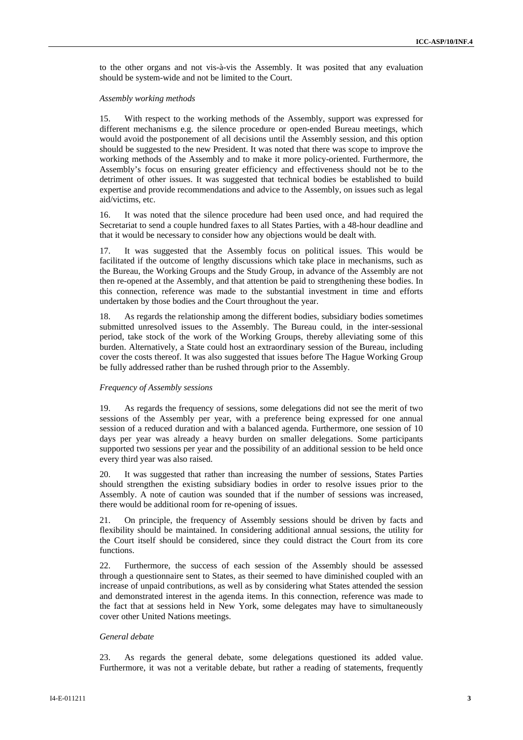to the other organs and not vis-à-vis the Assembly. It was posited that any evaluation should be system-wide and not be limited to the Court.

*Assembly working methods*

15. With respect to the working methods of the Assembly, support was expressed for different mechanisms e.g. the silence procedure or open-ended Bureau meetings, which would avoid the postponement of all decisions until the Assembly session, and this option should be suggested to the new President. It was noted that there was scope to improve the working methods of the Assembly and to make it more policy-oriented. Furthermore, the Assembly's focus on ensuring greater efficiency and effectiveness should not be to the detriment of other issues. It was suggested that technical bodies be established to build expertise and provide recommendations and advice to the Assembly, on issues such as legal aid/victims, etc.

16. It was noted that the silence procedure had been used once, and had required the Secretariat to send a couple hundred faxes to all States Parties, with a 48-hour deadline and that it would be necessary to consider how any objections would be dealt with.

17. It was suggested that the Assembly focus on political issues. This would be facilitated if the outcome of lengthy discussions which take place in mechanisms, such as the Bureau, the Working Groups and the Study Group, in advance of the Assembly are not then re-opened at the Assembly, and that attention be paid to strengthening these bodies. In this connection, reference was made to the substantial investment in time and efforts undertaken by those bodies and the Court throughout the year.

18. As regards the relationship among the different bodies, subsidiary bodies sometimes submitted unresolved issues to the Assembly. The Bureau could, in the inter-sessional period, take stock of the work of the Working Groups, thereby alleviating some of this burden. Alternatively, a State could host an extraordinary session of the Bureau, including cover the costs thereof. It was also suggested that issues before The Hague Working Group be fully addressed rather than be rushed through prior to the Assembly.

*Frequency of Assembly sessions*

19. As regards the frequency of sessions, some delegations did not see the merit of two sessions of the Assembly per year, with a preference being expressed for one annual session of a reduced duration and with a balanced agenda. Furthermore, one session of 10 days per year was already a heavy burden on smaller delegations. Some participants supported two sessions per year and the possibility of an additional session to be held once every third year was also raised.

20. It was suggested that rather than increasing the number of sessions, States Parties should strengthen the existing subsidiary bodies in order to resolve issues prior to the Assembly. A note of caution was sounded that if the number of sessions was increased, there would be additional room for re-opening of issues.

21. On principle, the frequency of Assembly sessions should be driven by facts and flexibility should be maintained. In considering additional annual sessions, the utility for the Court itself should be considered, since they could distract the Court from its core functions.

22. Furthermore, the success of each session of the Assembly should be assessed through a questionnaire sent to States, as their seemed to have diminished coupled with an increase of unpaid contributions, as well as by considering what States attended the session and demonstrated interest in the agenda items. In this connection, reference was made to the fact that at sessions held in New York, some delegates may have to simultaneously cover other United Nations meetings.

*General debate*

23. As regards the general debate, some delegations questioned its added value. Furthermore, it was not a veritable debate, but rather a reading of statements, frequently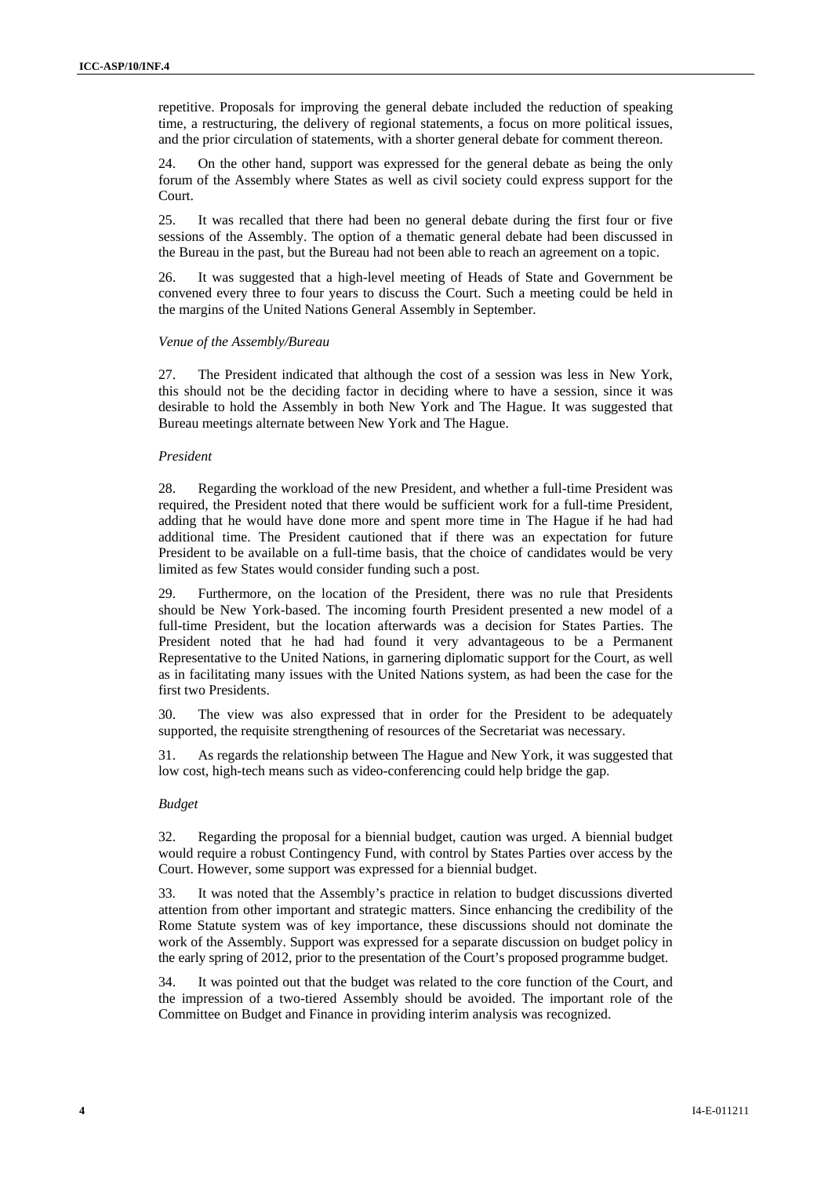repetitive. Proposals for improving the general debate included the reduction of speaking time, a restructuring, the delivery of regional statements, a focus on more political issues, and the prior circulation of statements, with a shorter general debate for comment thereon.

24. On the other hand, support was expressed for the general debate as being the only forum of the Assembly where States as well as civil society could express support for the Court.

25. It was recalled that there had been no general debate during the first four or five sessions of the Assembly. The option of a thematic general debate had been discussed in the Bureau in the past, but the Bureau had not been able to reach an agreement on a topic.

26. It was suggested that a high-level meeting of Heads of State and Government be convened every three to four years to discuss the Court. Such a meeting could be held in the margins of the United Nations General Assembly in September.

*Venue of the Assembly/Bureau*

27. The President indicated that although the cost of a session was less in New York, this should not be the deciding factor in deciding where to have a session, since it was desirable to hold the Assembly in both New York and The Hague. It was suggested that Bureau meetings alternate between New York and The Hague.

*President*

28. Regarding the workload of the new President, and whether a full-time President was required, the President noted that there would be sufficient work for a full-time President, adding that he would have done more and spent more time in The Hague if he had had additional time. The President cautioned that if there was an expectation for future President to be available on a full-time basis, that the choice of candidates would be very limited as few States would consider funding such a post.

29. Furthermore, on the location of the President, there was no rule that Presidents should be New York-based. The incoming fourth President presented a new model of a full-time President, but the location afterwards was a decision for States Parties. The President noted that he had had found it very advantageous to be a Permanent Representative to the United Nations, in garnering diplomatic support for the Court, as well as in facilitating many issues with the United Nations system, as had been the case for the first two Presidents.

30. The view was also expressed that in order for the President to be adequately supported, the requisite strengthening of resources of the Secretariat was necessary.

31. As regards the relationship between The Hague and New York, it was suggested that low cost, high-tech means such as video-conferencing could help bridge the gap.

*Budget*

32. Regarding the proposal for a biennial budget, caution was urged. A biennial budget would require a robust Contingency Fund, with control by States Parties over access by the Court. However, some support was expressed for a biennial budget.

33. It was noted that the Assembly's practice in relation to budget discussions diverted attention from other important and strategic matters. Since enhancing the credibility of the Rome Statute system was of key importance, these discussions should not dominate the work of the Assembly. Support was expressed for a separate discussion on budget policy in the early spring of 2012, prior to the presentation of the Court's proposed programme budget.

34. It was pointed out that the budget was related to the core function of the Court, and the impression of a two-tiered Assembly should be avoided. The important role of the Committee on Budget and Finance in providing interim analysis was recognized.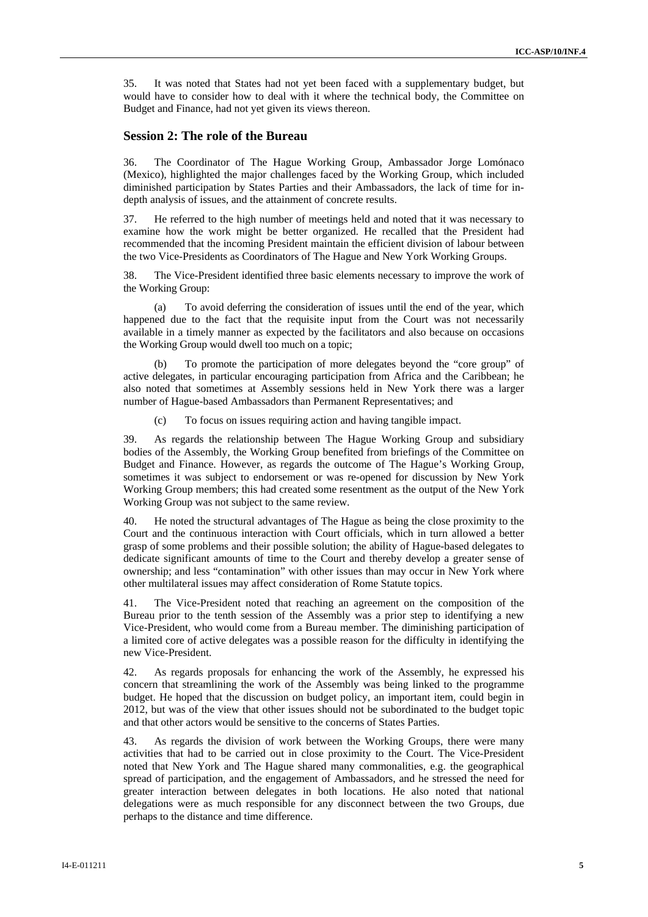35. It was noted that States had not yet been faced with a supplementary budget, but would have to consider how to deal with it where the technical body, the Committee on Budget and Finance, had not yet given its views thereon.

## Session 2: The role of the Bureau

36. The Coordinator of The Hague Working Group, Ambassador Jorge Lomónaco (Mexico), highlighted the major challenges faced by the Working Group, which included diminished participation by States Parties and their Ambassadors, the lack of time for in-depth analysis of issues, and the attainment of concrete results.

37. He referred to the high number of meetings held and noted that it was necessary to examine how the work might be better organized. He recalled that the President had recommended that the incoming President maintain the efficient division of labour between the two Vice-Presidents as Coordinators of The Hague and New York Working Groups.

38. The Vice-President identified three basic elements necessary to improve the work of the Working Group:

(a) To avoid deferring the consideration of issues until the end of the year, which happened due to the fact that the requisite input from the Court was not necessarily available in a timely manner as expected by the facilitators and also because on occasions the Working Group would dwell too much on a topic;

(b) To promote the participation of more delegates beyond the "core group" of active delegates, in particular encouraging participation from Africa and the Caribbean; he also noted that sometimes at Assembly sessions held in New York there was a larger number of Hague-based Ambassadors than Permanent Representatives; and

(c) To focus on issues requiring action and having tangible impact.

39. As regards the relationship between The Hague Working Group and subsidiary bodies of the Assembly, the Working Group benefited from briefings of the Committee on Budget and Finance. However, as regards the outcome of The Hague's Working Group, sometimes it was subject to endorsement or was re-opened for discussion by New York Working Group members; this had created some resentment as the output of the New York Working Group was not subject to the same review.

40. He noted the structural advantages of The Hague as being the close proximity to the Court and the continuous interaction with Court officials, which in turn allowed a better grasp of some problems and their possible solution; the ability of Hague-based delegates to dedicate significant amounts of time to the Court and thereby develop a greater sense of ownership; and less "contamination" with other issues than may occur in New York where other multilateral issues may affect consideration of Rome Statute topics.

41. The Vice-President noted that reaching an agreement on the composition of the Bureau prior to the tenth session of the Assembly was a prior step to identifying a new Vice-President, who would come from a Bureau member. The diminishing participation of a limited core of active delegates was a possible reason for the difficulty in identifying the new Vice-President.

42. As regards proposals for enhancing the work of the Assembly, he expressed his concern that streamlining the work of the Assembly was being linked to the programme budget. He hoped that the discussion on budget policy, an important item, could begin in 2012, but was of the view that other issues should not be subordinated to the budget topic and that other actors would be sensitive to the concerns of States Parties.

43. As regards the division of work between the Working Groups, there were many activities that had to be carried out in close proximity to the Court. The Vice-President noted that New York and The Hague shared many commonalities, e.g. the geographical spread of participation, and the engagement of Ambassadors, and he stressed the need for greater interaction between delegates in both locations. He also noted that national delegations were as much responsible for any disconnect between the two Groups, due perhaps to the distance and time difference.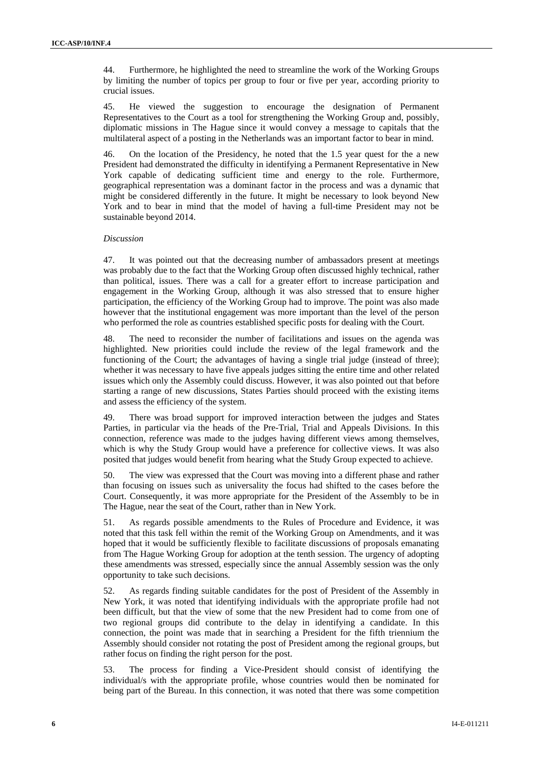44. Furthermore, he highlighted the need to streamline the work of the Working Groups by limiting the number of topics per group to four or five per year, according priority to crucial issues.

45. He viewed the suggestion to encourage the designation of Permanent Representatives to the Court as a tool for strengthening the Working Group and, possibly, diplomatic missions in The Hague since it would convey a message to capitals that the multilateral aspect of a posting in the Netherlands was an important factor to bear in mind.

46. On the location of the Presidency, he noted that the 1.5 year quest for the a new President had demonstrated the difficulty in identifying a Permanent Representative in New York capable of dedicating sufficient time and energy to the role. Furthermore, geographical representation was a dominant factor in the process and was a dynamic that might be considered differently in the future. It might be necessary to look beyond New York and to bear in mind that the model of having a full-time President may not be sustainable beyond 2014.

*Discussion*

47. It was pointed out that the decreasing number of ambassadors present at meetings was probably due to the fact that the Working Group often discussed highly technical, rather than political, issues. There was a call for a greater effort to increase participation and engagement in the Working Group, although it was also stressed that to ensure higher participation, the efficiency of the Working Group had to improve. The point was also made however that the institutional engagement was more important than the level of the person who performed the role as countries established specific posts for dealing with the Court.

48. The need to reconsider the number of facilitations and issues on the agenda was highlighted. New priorities could include the review of the legal framework and the functioning of the Court; the advantages of having a single trial judge (instead of three); whether it was necessary to have five appeals judges sitting the entire time and other related issues which only the Assembly could discuss. However, it was also pointed out that before starting a range of new discussions, States Parties should proceed with the existing items and assess the efficiency of the system.

49. There was broad support for improved interaction between the judges and States Parties, in particular via the heads of the Pre-Trial, Trial and Appeals Divisions. In this connection, reference was made to the judges having different views among themselves, which is why the Study Group would have a preference for collective views. It was also posited that judges would benefit from hearing what the Study Group expected to achieve.

50. The view was expressed that the Court was moving into a different phase and rather than focusing on issues such as universality the focus had shifted to the cases before the Court. Consequently, it was more appropriate for the President of the Assembly to be in The Hague, near the seat of the Court, rather than in New York.

51. As regards possible amendments to the Rules of Procedure and Evidence, it was noted that this task fell within the remit of the Working Group on Amendments, and it was hoped that it would be sufficiently flexible to facilitate discussions of proposals emanating from The Hague Working Group for adoption at the tenth session. The urgency of adopting these amendments was stressed, especially since the annual Assembly session was the only opportunity to take such decisions.

52. As regards finding suitable candidates for the post of President of the Assembly in New York, it was noted that identifying individuals with the appropriate profile had not been difficult, but that the view of some that the new President had to come from one of two regional groups did contribute to the delay in identifying a candidate. In this connection, the point was made that in searching a President for the fifth triennium the Assembly should consider not rotating the post of President among the regional groups, but rather focus on finding the right person for the post.

53. The process for finding a Vice-President should consist of identifying the individual/s with the appropriate profile, whose countries would then be nominated for being part of the Bureau. In this connection, it was noted that there was some competition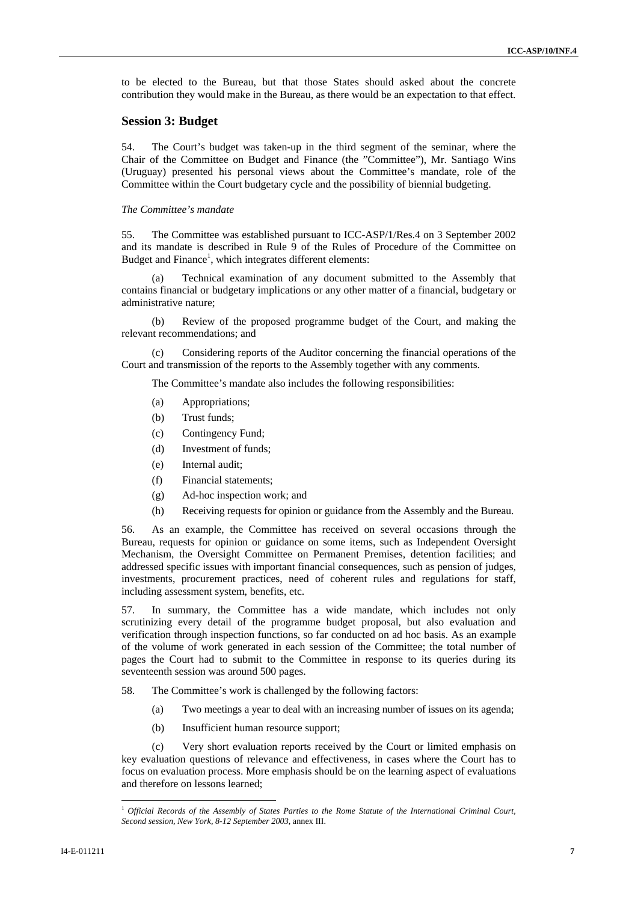to be elected to the Bureau, but that those States should asked about the concrete contribution they would make in the Bureau, as there would be an expectation to that effect.

## Session 3: Budget

54. The Court's budget was taken-up in the third segment of the seminar, where the Chair of the Committee on Budget and Finance (the "Committee"), Mr. Santiago Wins (Uruguay) presented his personal views about the Committee's mandate, role of the Committee within the Court budgetary cycle and the possibility of biennial budgeting.

*The Committee's mandate*

55. The Committee was established pursuant to ICC-ASP/1/Res.4 on 3 September 2002 and its mandate is described in Rule 9 of the Rules of Procedure of the Committee on Budget and Finance[1], which integrates different elements:

(a) Technical examination of any document submitted to the Assembly that contains financial or budgetary implications or any other matter of a financial, budgetary or administrative nature;

(b) Review of the proposed programme budget of the Court, and making the relevant recommendations; and

(c) Considering reports of the Auditor concerning the financial operations of the Court and transmission of the reports to the Assembly together with any comments.

The Committee's mandate also includes the following responsibilities:

(a) Appropriations;

(b) Trust funds;

(c) Contingency Fund;

(d) Investment of funds;

(e) Internal audit;

(f) Financial statements;

(g) Ad-hoc inspection work; and

(h) Receiving requests for opinion or guidance from the Assembly and the Bureau.

56. As an example, the Committee has received on several occasions through the Bureau, requests for opinion or guidance on some items, such as Independent Oversight Mechanism, the Oversight Committee on Permanent Premises, detention facilities; and addressed specific issues with important financial consequences, such as pension of judges, investments, procurement practices, need of coherent rules and regulations for staff, including assessment system, benefits, etc.

57. In summary, the Committee has a wide mandate, which includes not only scrutinizing every detail of the programme budget proposal, but also evaluation and verification through inspection functions, so far conducted on ad hoc basis. As an example of the volume of work generated in each session of the Committee; the total number of pages the Court had to submit to the Committee in response to its queries during its seventeenth session was around 500 pages.

58. The Committee's work is challenged by the following factors:

(a) Two meetings a year to deal with an increasing number of issues on its agenda;

(b) Insufficient human resource support;

(c) Very short evaluation reports received by the Court or limited emphasis on key evaluation questions of relevance and effectiveness, in cases where the Court has to focus on evaluation process. More emphasis should be on the learning aspect of evaluations and therefore on lessons learned;

---

[1] *Official Records of the Assembly of States Parties to the Rome Statute of the International Criminal Court, Second session, New York, 8-12 September 2003*, annex III.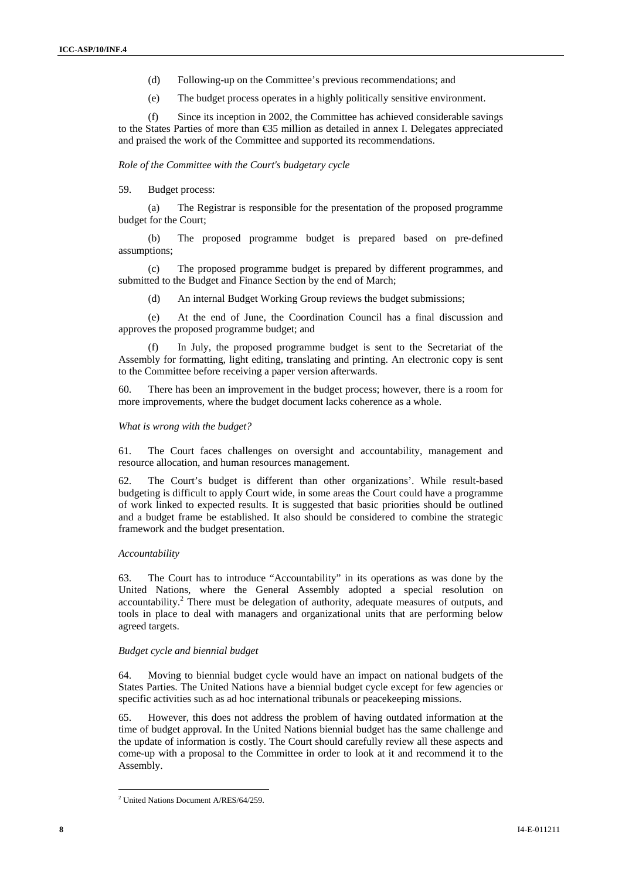(d) Following-up on the Committee's previous recommendations; and

(e) The budget process operates in a highly politically sensitive environment.

(f) Since its inception in 2002, the Committee has achieved considerable savings to the States Parties of more than €35 million as detailed in annex I. Delegates appreciated and praised the work of the Committee and supported its recommendations.

*Role of the Committee with the Court's budgetary cycle*

59. Budget process:

(a) The Registrar is responsible for the presentation of the proposed programme budget for the Court;

(b) The proposed programme budget is prepared based on pre-defined assumptions;

(c) The proposed programme budget is prepared by different programmes, and submitted to the Budget and Finance Section by the end of March;

(d) An internal Budget Working Group reviews the budget submissions;

(e) At the end of June, the Coordination Council has a final discussion and approves the proposed programme budget; and

(f) In July, the proposed programme budget is sent to the Secretariat of the Assembly for formatting, light editing, translating and printing. An electronic copy is sent to the Committee before receiving a paper version afterwards.

60. There has been an improvement in the budget process; however, there is a room for more improvements, where the budget document lacks coherence as a whole.

*What is wrong with the budget?*

61. The Court faces challenges on oversight and accountability, management and resource allocation, and human resources management.

62. The Court's budget is different than other organizations'. While result-based budgeting is difficult to apply Court wide, in some areas the Court could have a programme of work linked to expected results. It is suggested that basic priorities should be outlined and a budget frame be established. It also should be considered to combine the strategic framework and the budget presentation.

*Accountability*

63. The Court has to introduce "Accountability" in its operations as was done by the United Nations, where the General Assembly adopted a special resolution on accountability.[2] There must be delegation of authority, adequate measures of outputs, and tools in place to deal with managers and organizational units that are performing below agreed targets.

*Budget cycle and biennial budget*

64. Moving to biennial budget cycle would have an impact on national budgets of the States Parties. The United Nations have a biennial budget cycle except for few agencies or specific activities such as ad hoc international tribunals or peacekeeping missions.

65. However, this does not address the problem of having outdated information at the time of budget approval. In the United Nations biennial budget has the same challenge and the update of information is costly. The Court should carefully review all these aspects and come-up with a proposal to the Committee in order to look at it and recommend it to the Assembly.

[2] United Nations Document A/RES/64/259.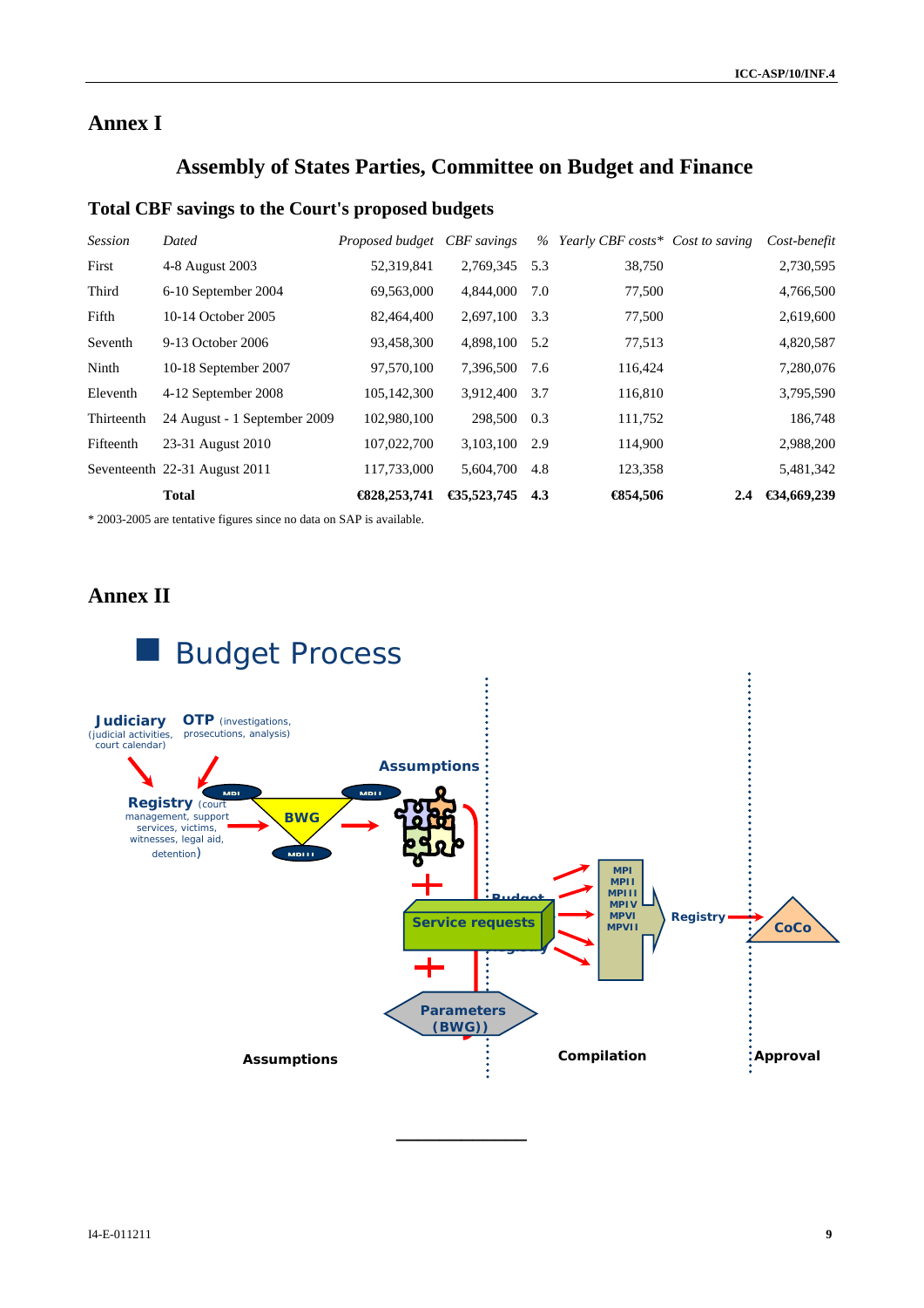# Annex I

## Assembly of States Parties, Committee on Budget and Finance

### Total CBF savings to the Court's proposed budgets

| *Session* | *Dated* | *Proposed budget* | *CBF savings* | *%* | *Yearly CBF costs\** | *Cost to saving* | *Cost-benefit* |
|---|---|---|---|---|---|---|---|
| First | 4-8 August 2003 | 52,319,841 | 2,769,345 | 5.3 | 38,750 | | 2,730,595 |
| Third | 6-10 September 2004 | 69,563,000 | 4,844,000 | 7.0 | 77,500 | | 4,766,500 |
| Fifth | 10-14 October 2005 | 82,464,400 | 2,697,100 | 3.3 | 77,500 | | 2,619,600 |
| Seventh | 9-13 October 2006 | 93,458,300 | 4,898,100 | 5.2 | 77,513 | | 4,820,587 |
| Ninth | 10-18 September 2007 | 97,570,100 | 7,396,500 | 7.6 | 116,424 | | 7,280,076 |
| Eleventh | 4-12 September 2008 | 105,142,300 | 3,912,400 | 3.7 | 116,810 | | 3,795,590 |
| Thirteenth | 24 August - 1 September 2009 | 102,980,100 | 298,500 | 0.3 | 111,752 | | 186,748 |
| Fifteenth | 23-31 August 2010 | 107,022,700 | 3,103,100 | 2.9 | 114,900 | | 2,988,200 |
| Seventeenth | 22-31 August 2011 | 117,733,000 | 5,604,700 | 4.8 | 123,358 | | 5,481,342 |
| | **Total** | **€828,253,741** | **€35,523,745** | **4.3** | **€854,506** | **2.4** | **€34,669,239** |

\* 2003-2005 are tentative figures since no data on SAP is available.

# Annex II

Budget Process

Judiciary (judicial activities, court calendar)

OTP (investigations, prosecutions, analysis)

Registry (court management, support services, victims, witnesses, legal aid, detention)

BWG

MPI

MPII

MPIII

Assumptions

+

Budget

Service requests

+

Parameters (BWG))

MPI
MPII
MPIII
MPIV
MPVI
MPVII

Registry

CoCo

Assumptions

Compilation

Approval